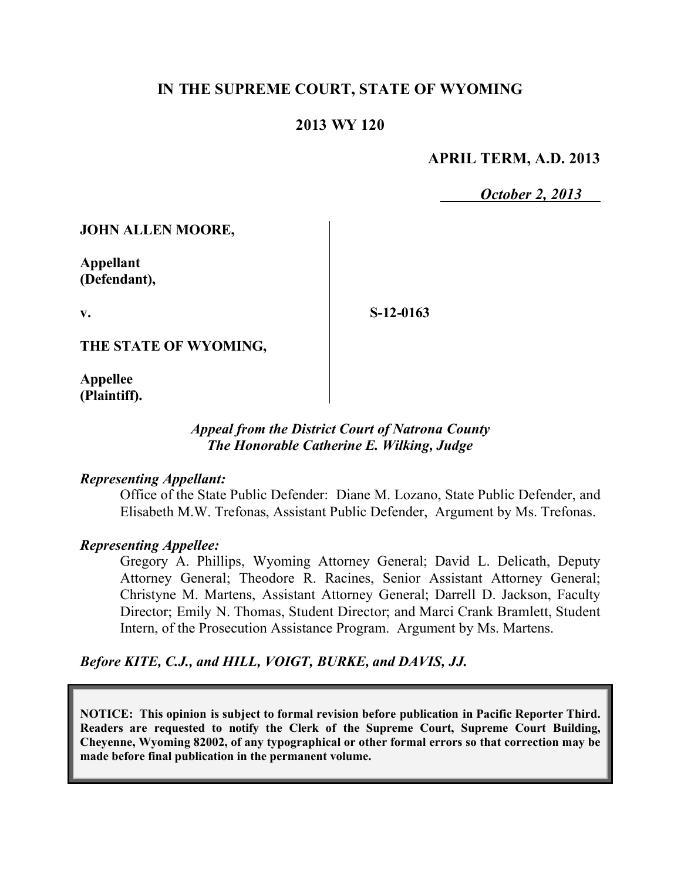**IN THE SUPREME COURT, STATE OF WYOMING**

**2013 WY 120**

**APRIL TERM, A.D. 2013**

***October 2, 2013***

**JOHN ALLEN MOORE,**

**Appellant (Defendant),**

**v.**

**S-12-0163**

**THE STATE OF WYOMING,**

**Appellee (Plaintiff).**

***Appeal from the District Court of Natrona County***
***The Honorable Catherine E. Wilking, Judge***

***Representing Appellant:***

Office of the State Public Defender: Diane M. Lozano, State Public Defender, and Elisabeth M.W. Trefonas, Assistant Public Defender, Argument by Ms. Trefonas.

***Representing Appellee:***

Gregory A. Phillips, Wyoming Attorney General; David L. Delicath, Deputy Attorney General; Theodore R. Racines, Senior Assistant Attorney General; Christyne M. Martens, Assistant Attorney General; Darrell D. Jackson, Faculty Director; Emily N. Thomas, Student Director; and Marci Crank Bramlett, Student Intern, of the Prosecution Assistance Program. Argument by Ms. Martens.

***Before KITE, C.J., and HILL, VOIGT, BURKE, and DAVIS, JJ.***

**NOTICE: This opinion is subject to formal revision before publication in Pacific Reporter Third. Readers are requested to notify the Clerk of the Supreme Court, Supreme Court Building, Cheyenne, Wyoming 82002, of any typographical or other formal errors so that correction may be made before final publication in the permanent volume.**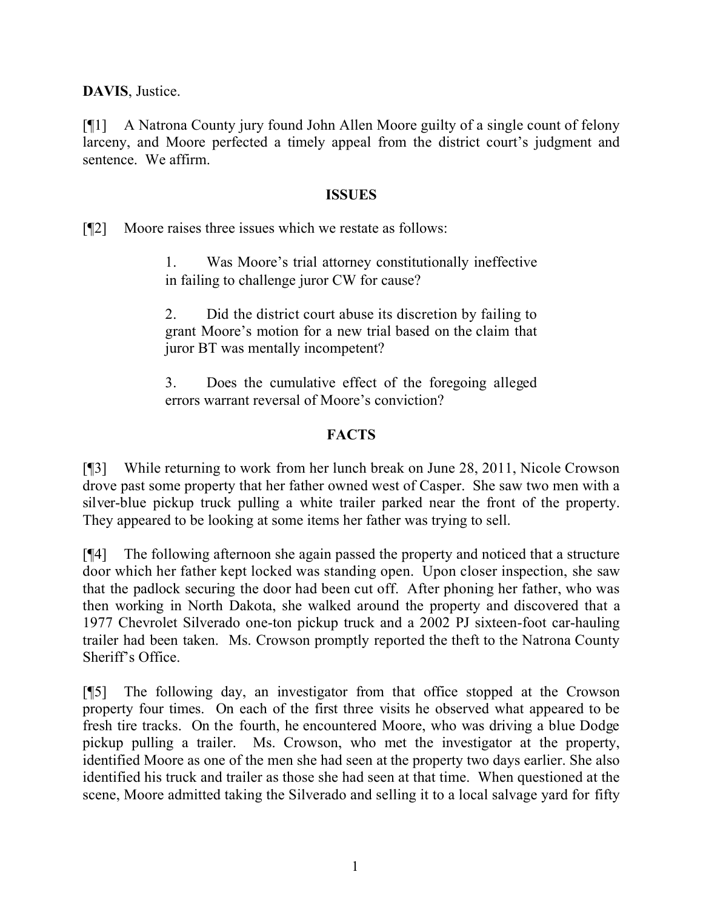**DAVIS**, Justice.

[¶1] A Natrona County jury found John Allen Moore guilty of a single count of felony larceny, and Moore perfected a timely appeal from the district court's judgment and sentence. We affirm.

## ISSUES

[¶2] Moore raises three issues which we restate as follows:

> 1. Was Moore's trial attorney constitutionally ineffective in failing to challenge juror CW for cause?
>
> 2. Did the district court abuse its discretion by failing to grant Moore's motion for a new trial based on the claim that juror BT was mentally incompetent?
>
> 3. Does the cumulative effect of the foregoing alleged errors warrant reversal of Moore's conviction?

## FACTS

[¶3] While returning to work from her lunch break on June 28, 2011, Nicole Crowson drove past some property that her father owned west of Casper. She saw two men with a silver-blue pickup truck pulling a white trailer parked near the front of the property. They appeared to be looking at some items her father was trying to sell.

[¶4] The following afternoon she again passed the property and noticed that a structure door which her father kept locked was standing open. Upon closer inspection, she saw that the padlock securing the door had been cut off. After phoning her father, who was then working in North Dakota, she walked around the property and discovered that a 1977 Chevrolet Silverado one-ton pickup truck and a 2002 PJ sixteen-foot car-hauling trailer had been taken. Ms. Crowson promptly reported the theft to the Natrona County Sheriff's Office.

[¶5] The following day, an investigator from that office stopped at the Crowson property four times. On each of the first three visits he observed what appeared to be fresh tire tracks. On the fourth, he encountered Moore, who was driving a blue Dodge pickup pulling a trailer. Ms. Crowson, who met the investigator at the property, identified Moore as one of the men she had seen at the property two days earlier. She also identified his truck and trailer as those she had seen at that time. When questioned at the scene, Moore admitted taking the Silverado and selling it to a local salvage yard for fifty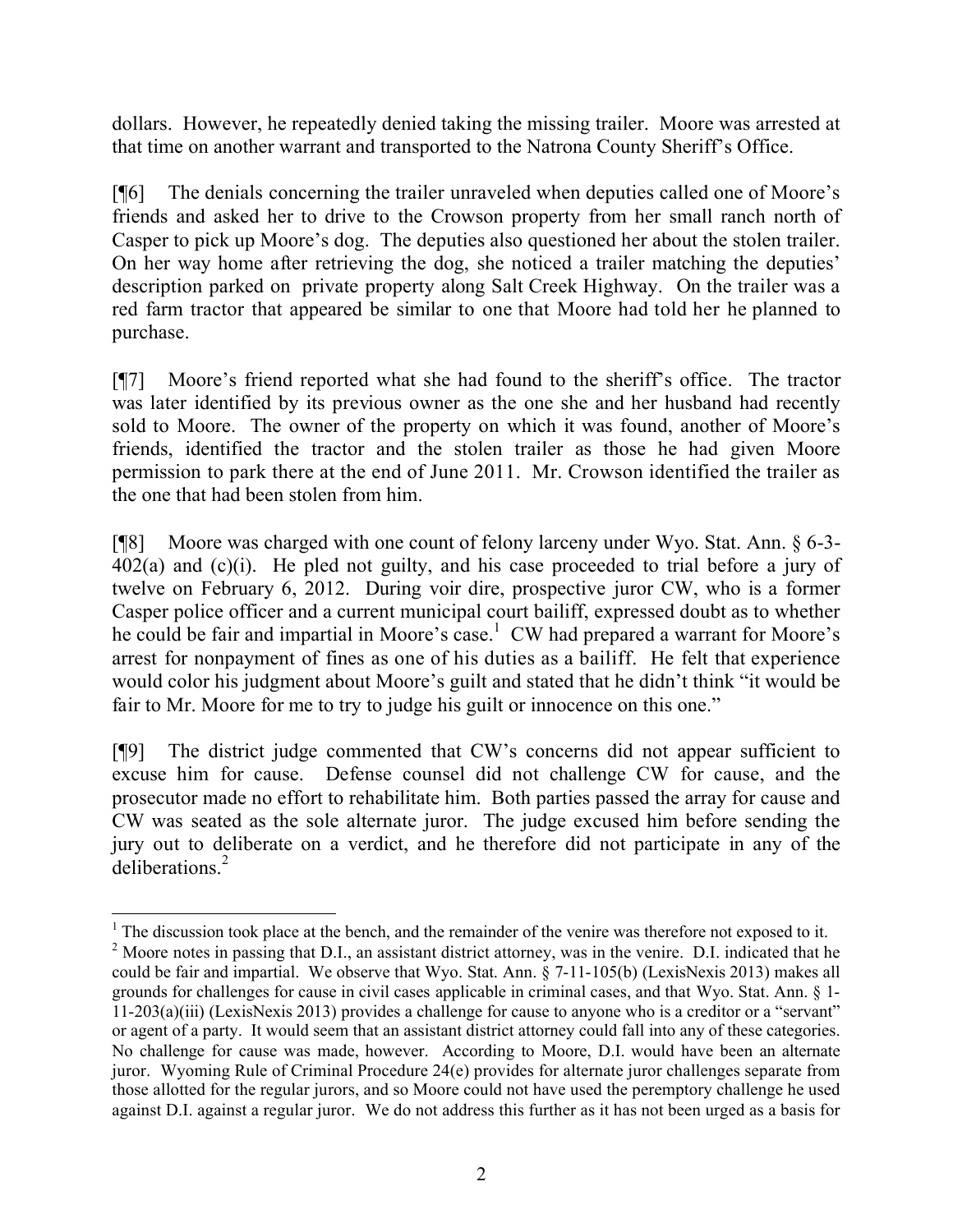dollars. However, he repeatedly denied taking the missing trailer. Moore was arrested at that time on another warrant and transported to the Natrona County Sheriff's Office.

[¶6] The denials concerning the trailer unraveled when deputies called one of Moore's friends and asked her to drive to the Crowson property from her small ranch north of Casper to pick up Moore's dog. The deputies also questioned her about the stolen trailer. On her way home after retrieving the dog, she noticed a trailer matching the deputies' description parked on private property along Salt Creek Highway. On the trailer was a red farm tractor that appeared be similar to one that Moore had told her he planned to purchase.

[¶7] Moore's friend reported what she had found to the sheriff's office. The tractor was later identified by its previous owner as the one she and her husband had recently sold to Moore. The owner of the property on which it was found, another of Moore's friends, identified the tractor and the stolen trailer as those he had given Moore permission to park there at the end of June 2011. Mr. Crowson identified the trailer as the one that had been stolen from him.

[¶8] Moore was charged with one count of felony larceny under Wyo. Stat. Ann. § 6-3-402(a) and (c)(i). He pled not guilty, and his case proceeded to trial before a jury of twelve on February 6, 2012. During voir dire, prospective juror CW, who is a former Casper police officer and a current municipal court bailiff, expressed doubt as to whether he could be fair and impartial in Moore's case.[1] CW had prepared a warrant for Moore's arrest for nonpayment of fines as one of his duties as a bailiff. He felt that experience would color his judgment about Moore's guilt and stated that he didn't think "it would be fair to Mr. Moore for me to try to judge his guilt or innocence on this one."

[¶9] The district judge commented that CW's concerns did not appear sufficient to excuse him for cause. Defense counsel did not challenge CW for cause, and the prosecutor made no effort to rehabilitate him. Both parties passed the array for cause and CW was seated as the sole alternate juror. The judge excused him before sending the jury out to deliberate on a verdict, and he therefore did not participate in any of the deliberations.[2]

---

[1] The discussion took place at the bench, and the remainder of the venire was therefore not exposed to it.

[2] Moore notes in passing that D.I., an assistant district attorney, was in the venire. D.I. indicated that he could be fair and impartial. We observe that Wyo. Stat. Ann. § 7-11-105(b) (LexisNexis 2013) makes all grounds for challenges for cause in civil cases applicable in criminal cases, and that Wyo. Stat. Ann. § 1-11-203(a)(iii) (LexisNexis 2013) provides a challenge for cause to anyone who is a creditor or a "servant" or agent of a party. It would seem that an assistant district attorney could fall into any of these categories. No challenge for cause was made, however. According to Moore, D.I. would have been an alternate juror. Wyoming Rule of Criminal Procedure 24(e) provides for alternate juror challenges separate from those allotted for the regular jurors, and so Moore could not have used the peremptory challenge he used against D.I. against a regular juror. We do not address this further as it has not been urged as a basis for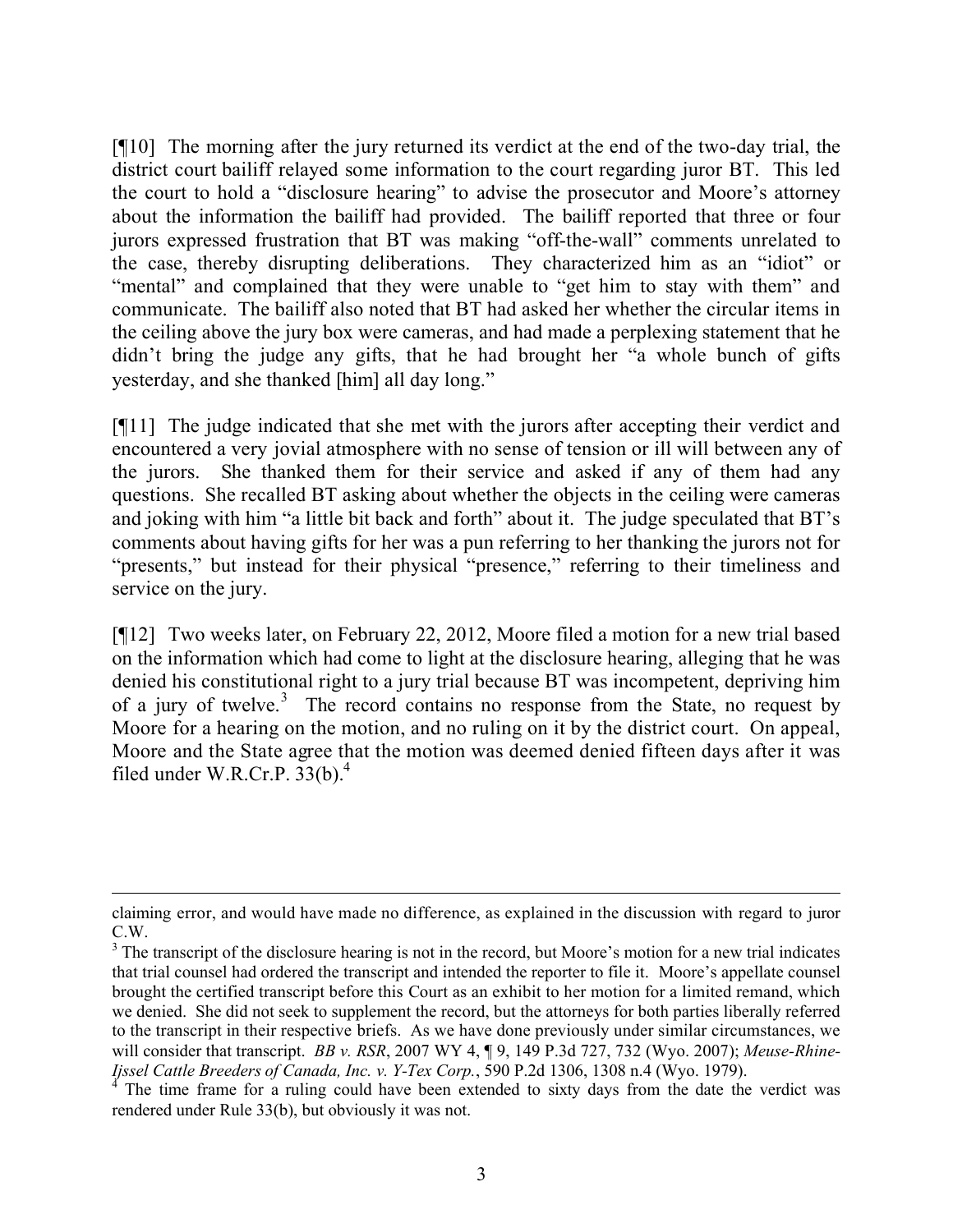[¶10] The morning after the jury returned its verdict at the end of the two-day trial, the district court bailiff relayed some information to the court regarding juror BT. This led the court to hold a "disclosure hearing" to advise the prosecutor and Moore's attorney about the information the bailiff had provided. The bailiff reported that three or four jurors expressed frustration that BT was making "off-the-wall" comments unrelated to the case, thereby disrupting deliberations. They characterized him as an "idiot" or "mental" and complained that they were unable to "get him to stay with them" and communicate. The bailiff also noted that BT had asked her whether the circular items in the ceiling above the jury box were cameras, and had made a perplexing statement that he didn't bring the judge any gifts, that he had brought her "a whole bunch of gifts yesterday, and she thanked [him] all day long."

[¶11] The judge indicated that she met with the jurors after accepting their verdict and encountered a very jovial atmosphere with no sense of tension or ill will between any of the jurors. She thanked them for their service and asked if any of them had any questions. She recalled BT asking about whether the objects in the ceiling were cameras and joking with him "a little bit back and forth" about it. The judge speculated that BT's comments about having gifts for her was a pun referring to her thanking the jurors not for "presents," but instead for their physical "presence," referring to their timeliness and service on the jury.

[¶12] Two weeks later, on February 22, 2012, Moore filed a motion for a new trial based on the information which had come to light at the disclosure hearing, alleging that he was denied his constitutional right to a jury trial because BT was incompetent, depriving him of a jury of twelve.[3] The record contains no response from the State, no request by Moore for a hearing on the motion, and no ruling on it by the district court. On appeal, Moore and the State agree that the motion was deemed denied fifteen days after it was filed under W.R.Cr.P. 33(b).[4]

---

claiming error, and would have made no difference, as explained in the discussion with regard to juror C.W.

[3] The transcript of the disclosure hearing is not in the record, but Moore's motion for a new trial indicates that trial counsel had ordered the transcript and intended the reporter to file it. Moore's appellate counsel brought the certified transcript before this Court as an exhibit to her motion for a limited remand, which we denied. She did not seek to supplement the record, but the attorneys for both parties liberally referred to the transcript in their respective briefs. As we have done previously under similar circumstances, we will consider that transcript. *BB v. RSR*, 2007 WY 4, ¶ 9, 149 P.3d 727, 732 (Wyo. 2007); *Meuse-Rhine-Ijssel Cattle Breeders of Canada, Inc. v. Y-Tex Corp.*, 590 P.2d 1306, 1308 n.4 (Wyo. 1979).

[4] The time frame for a ruling could have been extended to sixty days from the date the verdict was rendered under Rule 33(b), but obviously it was not.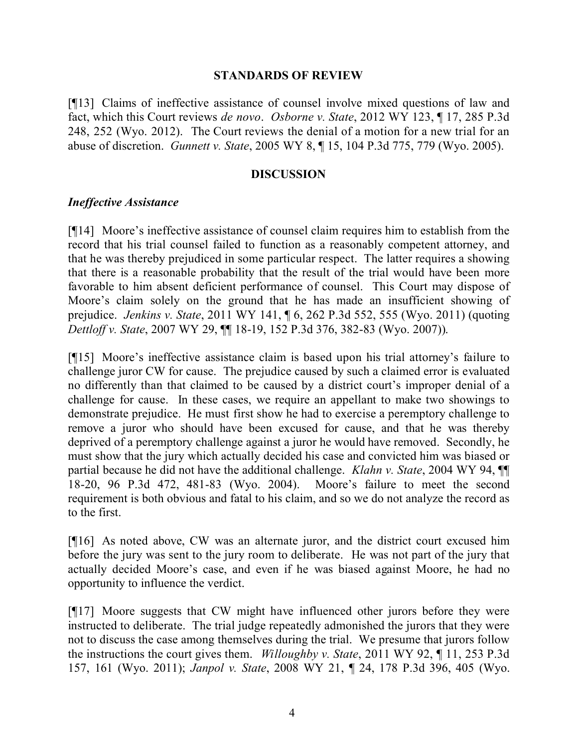## STANDARDS OF REVIEW

[¶13] Claims of ineffective assistance of counsel involve mixed questions of law and fact, which this Court reviews *de novo*. *Osborne v. State*, 2012 WY 123, ¶ 17, 285 P.3d 248, 252 (Wyo. 2012). The Court reviews the denial of a motion for a new trial for an abuse of discretion. *Gunnett v. State*, 2005 WY 8, ¶ 15, 104 P.3d 775, 779 (Wyo. 2005).

## DISCUSSION

### *Ineffective Assistance*

[¶14] Moore's ineffective assistance of counsel claim requires him to establish from the record that his trial counsel failed to function as a reasonably competent attorney, and that he was thereby prejudiced in some particular respect. The latter requires a showing that there is a reasonable probability that the result of the trial would have been more favorable to him absent deficient performance of counsel. This Court may dispose of Moore's claim solely on the ground that he has made an insufficient showing of prejudice. *Jenkins v. State*, 2011 WY 141, ¶ 6, 262 P.3d 552, 555 (Wyo. 2011) (quoting *Dettloff v. State*, 2007 WY 29, ¶¶ 18-19, 152 P.3d 376, 382-83 (Wyo. 2007)).

[¶15] Moore's ineffective assistance claim is based upon his trial attorney's failure to challenge juror CW for cause. The prejudice caused by such a claimed error is evaluated no differently than that claimed to be caused by a district court's improper denial of a challenge for cause. In these cases, we require an appellant to make two showings to demonstrate prejudice. He must first show he had to exercise a peremptory challenge to remove a juror who should have been excused for cause, and that he was thereby deprived of a peremptory challenge against a juror he would have removed. Secondly, he must show that the jury which actually decided his case and convicted him was biased or partial because he did not have the additional challenge. *Klahn v. State*, 2004 WY 94, ¶¶ 18-20, 96 P.3d 472, 481-83 (Wyo. 2004). Moore's failure to meet the second requirement is both obvious and fatal to his claim, and so we do not analyze the record as to the first.

[¶16] As noted above, CW was an alternate juror, and the district court excused him before the jury was sent to the jury room to deliberate. He was not part of the jury that actually decided Moore's case, and even if he was biased against Moore, he had no opportunity to influence the verdict.

[¶17] Moore suggests that CW might have influenced other jurors before they were instructed to deliberate. The trial judge repeatedly admonished the jurors that they were not to discuss the case among themselves during the trial. We presume that jurors follow the instructions the court gives them. *Willoughby v. State*, 2011 WY 92, ¶ 11, 253 P.3d 157, 161 (Wyo. 2011); *Janpol v. State*, 2008 WY 21, ¶ 24, 178 P.3d 396, 405 (Wyo.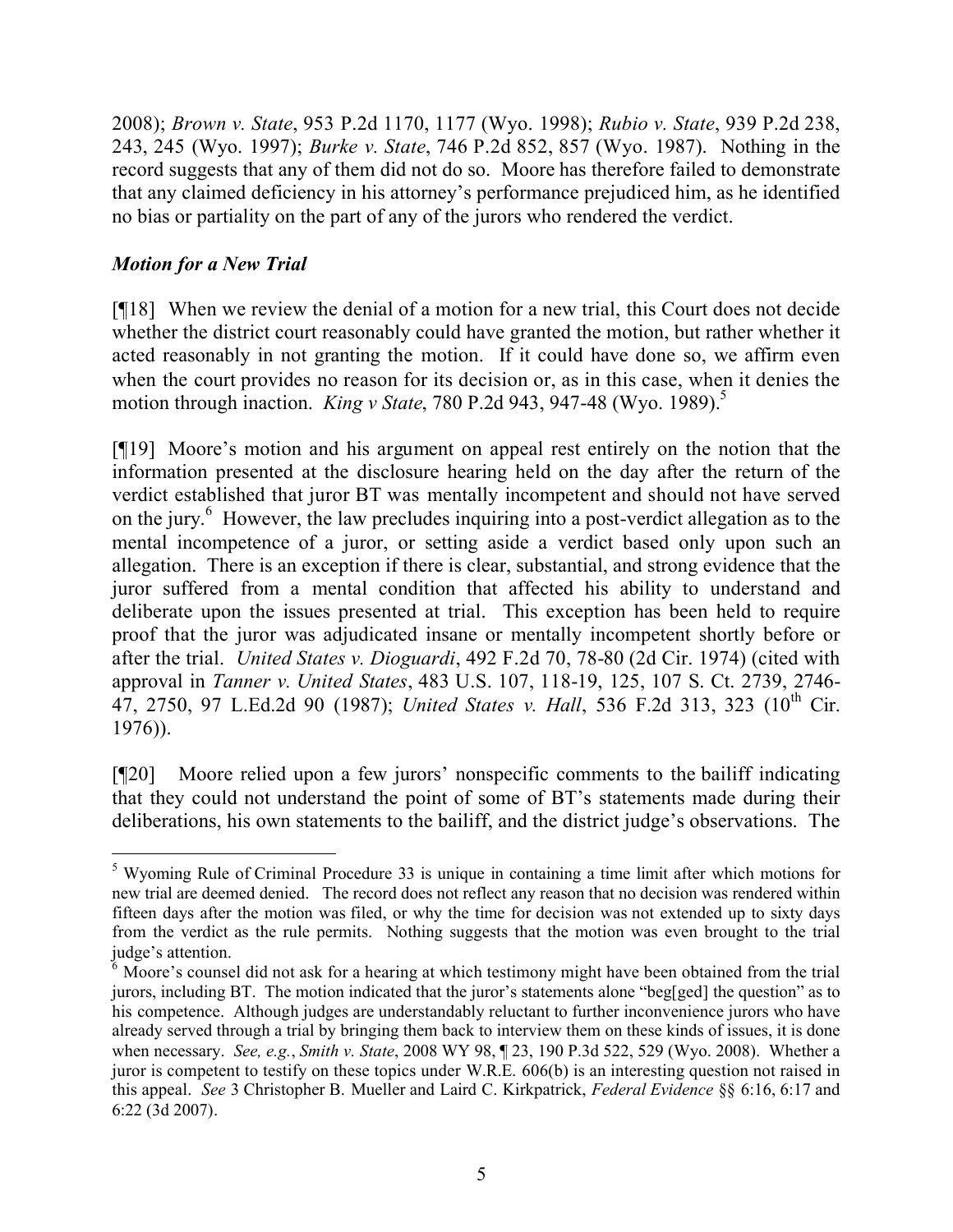2008); *Brown v. State*, 953 P.2d 1170, 1177 (Wyo. 1998); *Rubio v. State*, 939 P.2d 238, 243, 245 (Wyo. 1997); *Burke v. State*, 746 P.2d 852, 857 (Wyo. 1987). Nothing in the record suggests that any of them did not do so. Moore has therefore failed to demonstrate that any claimed deficiency in his attorney's performance prejudiced him, as he identified no bias or partiality on the part of any of the jurors who rendered the verdict.

***Motion for a New Trial***

[¶18] When we review the denial of a motion for a new trial, this Court does not decide whether the district court reasonably could have granted the motion, but rather whether it acted reasonably in not granting the motion. If it could have done so, we affirm even when the court provides no reason for its decision or, as in this case, when it denies the motion through inaction. *King v State*, 780 P.2d 943, 947-48 (Wyo. 1989).[5]

[¶19] Moore's motion and his argument on appeal rest entirely on the notion that the information presented at the disclosure hearing held on the day after the return of the verdict established that juror BT was mentally incompetent and should not have served on the jury.[6] However, the law precludes inquiring into a post-verdict allegation as to the mental incompetence of a juror, or setting aside a verdict based only upon such an allegation. There is an exception if there is clear, substantial, and strong evidence that the juror suffered from a mental condition that affected his ability to understand and deliberate upon the issues presented at trial. This exception has been held to require proof that the juror was adjudicated insane or mentally incompetent shortly before or after the trial. *United States v. Dioguardi*, 492 F.2d 70, 78-80 (2d Cir. 1974) (cited with approval in *Tanner v. United States*, 483 U.S. 107, 118-19, 125, 107 S. Ct. 2739, 2746-47, 2750, 97 L.Ed.2d 90 (1987); *United States v. Hall*, 536 F.2d 313, 323 (10th Cir. 1976)).

[¶20] Moore relied upon a few jurors' nonspecific comments to the bailiff indicating that they could not understand the point of some of BT's statements made during their deliberations, his own statements to the bailiff, and the district judge's observations. The

---

[5] Wyoming Rule of Criminal Procedure 33 is unique in containing a time limit after which motions for new trial are deemed denied. The record does not reflect any reason that no decision was rendered within fifteen days after the motion was filed, or why the time for decision was not extended up to sixty days from the verdict as the rule permits. Nothing suggests that the motion was even brought to the trial judge's attention.

[6] Moore's counsel did not ask for a hearing at which testimony might have been obtained from the trial jurors, including BT. The motion indicated that the juror's statements alone "beg[ged] the question" as to his competence. Although judges are understandably reluctant to further inconvenience jurors who have already served through a trial by bringing them back to interview them on these kinds of issues, it is done when necessary. *See, e.g.*, *Smith v. State*, 2008 WY 98, ¶ 23, 190 P.3d 522, 529 (Wyo. 2008). Whether a juror is competent to testify on these topics under W.R.E. 606(b) is an interesting question not raised in this appeal. *See* 3 Christopher B. Mueller and Laird C. Kirkpatrick, *Federal Evidence* §§ 6:16, 6:17 and 6:22 (3d 2007).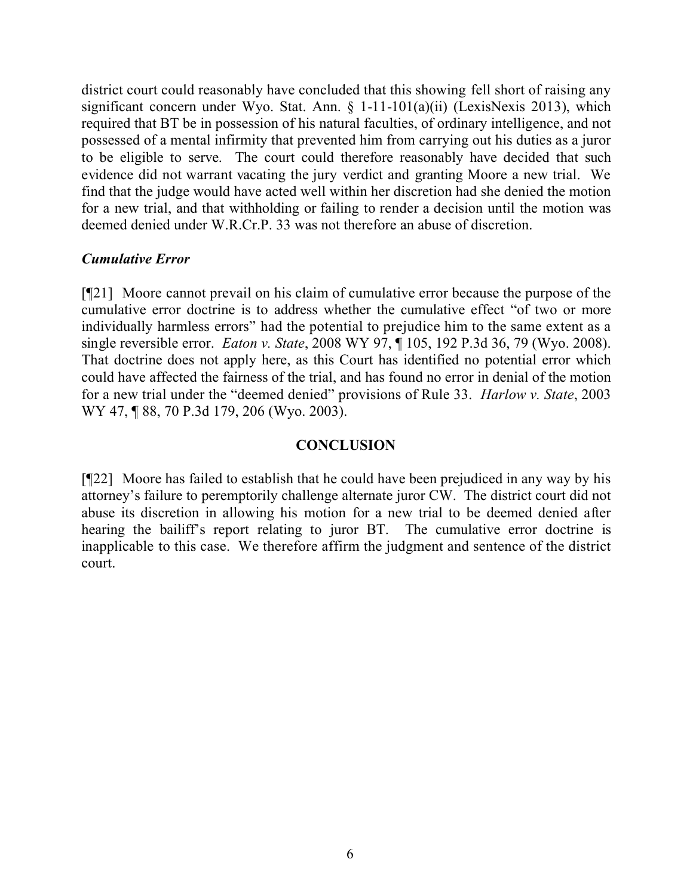district court could reasonably have concluded that this showing fell short of raising any significant concern under Wyo. Stat. Ann. § 1-11-101(a)(ii) (LexisNexis 2013), which required that BT be in possession of his natural faculties, of ordinary intelligence, and not possessed of a mental infirmity that prevented him from carrying out his duties as a juror to be eligible to serve. The court could therefore reasonably have decided that such evidence did not warrant vacating the jury verdict and granting Moore a new trial. We find that the judge would have acted well within her discretion had she denied the motion for a new trial, and that withholding or failing to render a decision until the motion was deemed denied under W.R.Cr.P. 33 was not therefore an abuse of discretion.

### *Cumulative Error*

[¶21] Moore cannot prevail on his claim of cumulative error because the purpose of the cumulative error doctrine is to address whether the cumulative effect "of two or more individually harmless errors" had the potential to prejudice him to the same extent as a single reversible error. *Eaton v. State*, 2008 WY 97, ¶ 105, 192 P.3d 36, 79 (Wyo. 2008). That doctrine does not apply here, as this Court has identified no potential error which could have affected the fairness of the trial, and has found no error in denial of the motion for a new trial under the "deemed denied" provisions of Rule 33. *Harlow v. State*, 2003 WY 47, ¶ 88, 70 P.3d 179, 206 (Wyo. 2003).

## CONCLUSION

[¶22] Moore has failed to establish that he could have been prejudiced in any way by his attorney's failure to peremptorily challenge alternate juror CW. The district court did not abuse its discretion in allowing his motion for a new trial to be deemed denied after hearing the bailiff's report relating to juror BT. The cumulative error doctrine is inapplicable to this case. We therefore affirm the judgment and sentence of the district court.